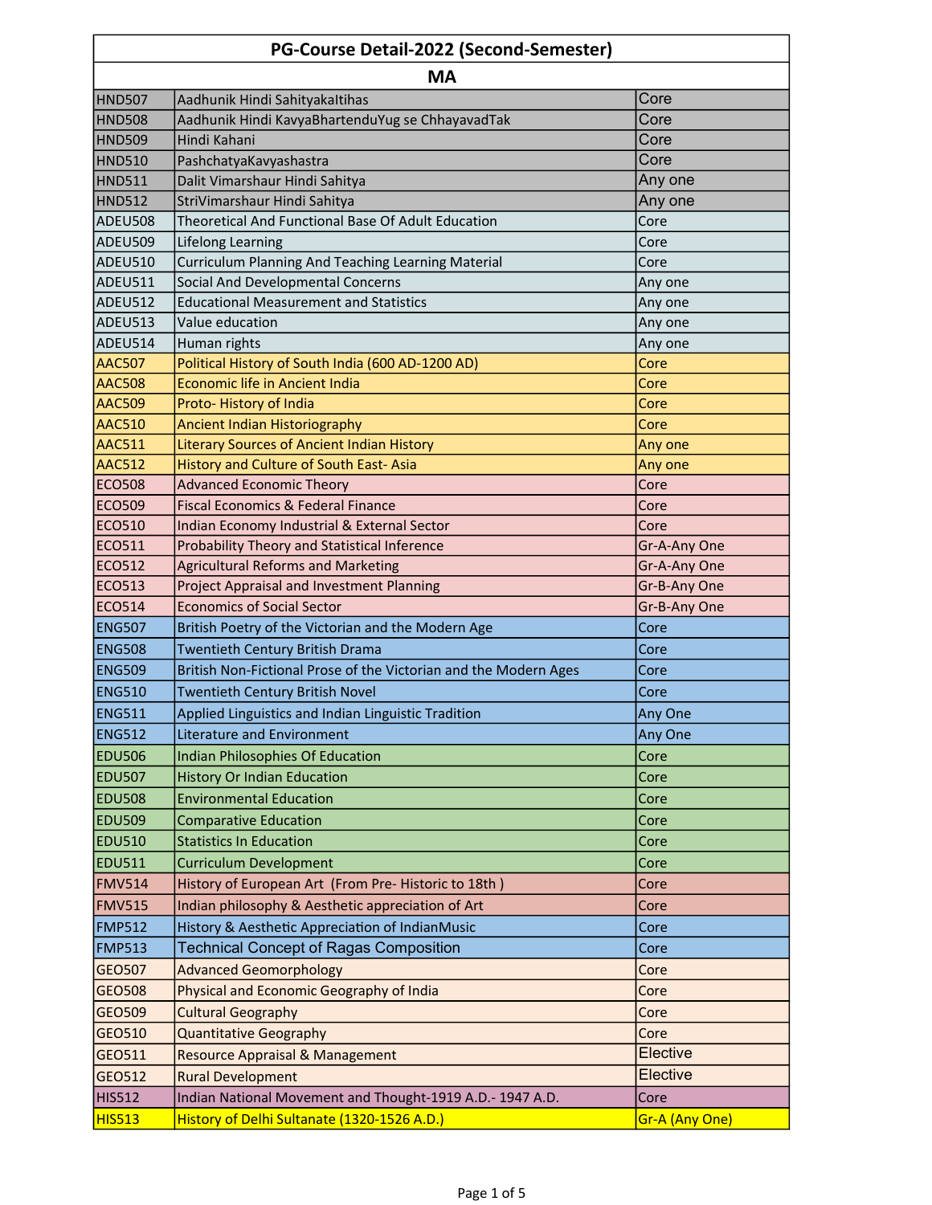# PG-Course Detail-2022 (Second-Semester)

## MA

| Code | Course | Type |
|---|---|---|
| HND507 | Aadhunik Hindi SahityakaItihas | Core |
| HND508 | Aadhunik Hindi KavyaBhartenduYug se ChhayavadTak | Core |
| HND509 | Hindi Kahani | Core |
| HND510 | PashchatyaKavyashastra | Core |
| HND511 | Dalit Vimarshaur Hindi Sahitya | Any one |
| HND512 | StriVimarshaur Hindi Sahitya | Any one |
| ADEU508 | Theoretical And Functional Base Of Adult Education | Core |
| ADEU509 | Lifelong Learning | Core |
| ADEU510 | Curriculum Planning And Teaching Learning Material | Core |
| ADEU511 | Social And Developmental Concerns | Any one |
| ADEU512 | Educational Measurement and Statistics | Any one |
| ADEU513 | Value education | Any one |
| ADEU514 | Human rights | Any one |
| AAC507 | Political History of South India (600 AD-1200 AD) | Core |
| AAC508 | Economic life in Ancient India | Core |
| AAC509 | Proto- History of India | Core |
| AAC510 | Ancient Indian Historiography | Core |
| AAC511 | Literary Sources of Ancient Indian History | Any one |
| AAC512 | History and Culture of South East- Asia | Any one |
| ECO508 | Advanced Economic Theory | Core |
| ECO509 | Fiscal Economics & Federal Finance | Core |
| ECO510 | Indian Economy Industrial & External Sector | Core |
| ECO511 | Probability Theory and Statistical Inference | Gr-A-Any One |
| ECO512 | Agricultural Reforms and Marketing | Gr-A-Any One |
| ECO513 | Project Appraisal and Investment Planning | Gr-B-Any One |
| ECO514 | Economics of Social Sector | Gr-B-Any One |
| ENG507 | British Poetry of the Victorian and the Modern Age | Core |
| ENG508 | Twentieth Century British Drama | Core |
| ENG509 | British Non-Fictional Prose of the Victorian and the Modern Ages | Core |
| ENG510 | Twentieth Century British Novel | Core |
| ENG511 | Applied Linguistics and Indian Linguistic Tradition | Any One |
| ENG512 | Literature and Environment | Any One |
| EDU506 | Indian Philosophies Of Education | Core |
| EDU507 | History Or Indian Education | Core |
| EDU508 | Environmental Education | Core |
| EDU509 | Comparative Education | Core |
| EDU510 | Statistics In Education | Core |
| EDU511 | Curriculum Development | Core |
| FMV514 | History of European Art (From Pre- Historic to 18th ) | Core |
| FMV515 | Indian philosophy & Aesthetic appreciation of Art | Core |
| FMP512 | History & Aesthetic Appreciation of IndianMusic | Core |
| FMP513 | Technical Concept of Ragas Composition | Core |
| GEO507 | Advanced Geomorphology | Core |
| GEO508 | Physical and Economic Geography of India | Core |
| GEO509 | Cultural Geography | Core |
| GEO510 | Quantitative Geography | Core |
| GEO511 | Resource Appraisal & Management | Elective |
| GEO512 | Rural Development | Elective |
| HIS512 | Indian National Movement and Thought-1919 A.D.- 1947 A.D. | Core |
| HIS513 | History of Delhi Sultanate (1320-1526 A.D.) | Gr-A (Any One) |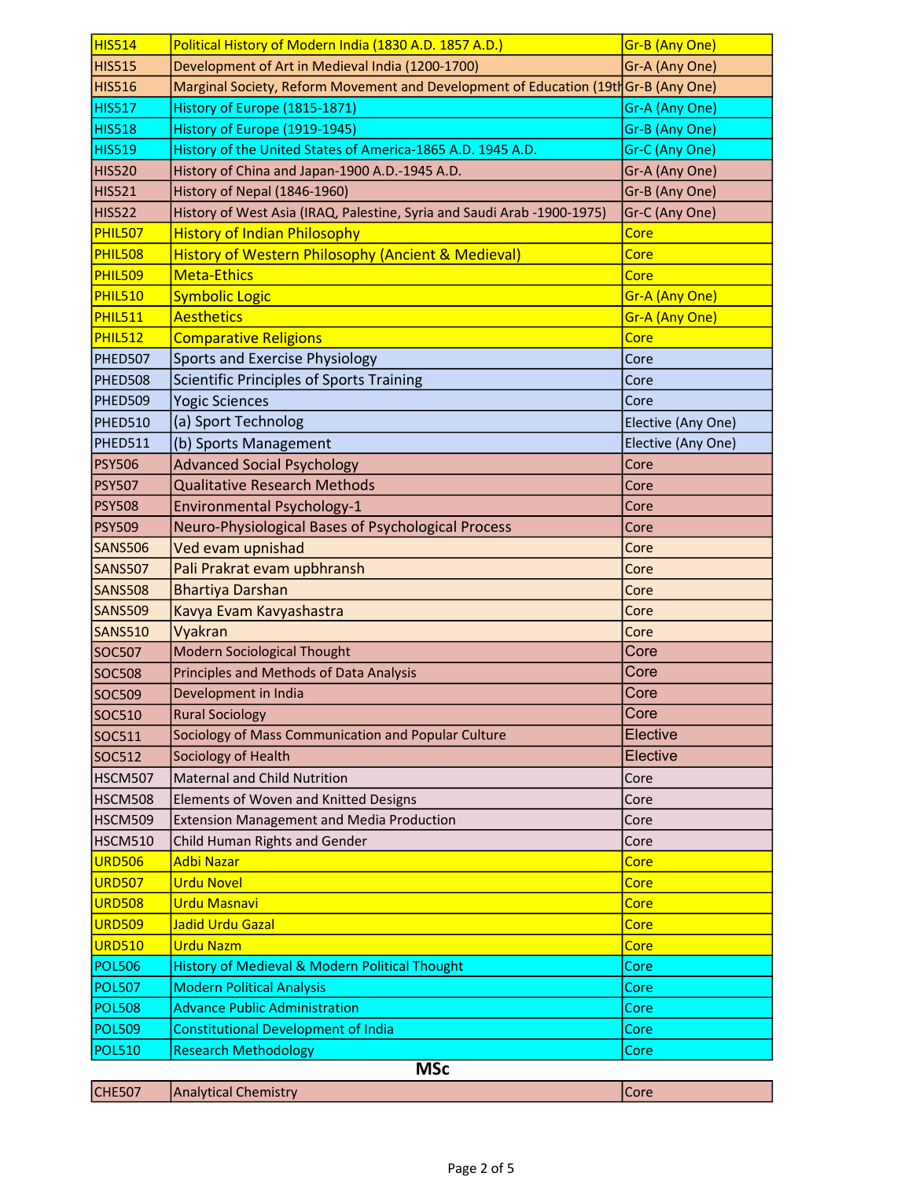| | | |
|---|---|---|
| HIS514 | Political History of Modern India (1830 A.D. 1857 A.D.) | Gr-B (Any One) |
| HIS515 | Development of Art in Medieval India (1200-1700) | Gr-A (Any One) |
| HIS516 | Marginal Society, Reform Movement and Development of Education (19th | Gr-B (Any One) |
| HIS517 | History of Europe (1815-1871) | Gr-A (Any One) |
| HIS518 | History of Europe (1919-1945) | Gr-B (Any One) |
| HIS519 | History of the United States of America-1865 A.D. 1945 A.D. | Gr-C (Any One) |
| HIS520 | History of China and Japan-1900 A.D.-1945 A.D. | Gr-A (Any One) |
| HIS521 | History of Nepal (1846-1960) | Gr-B (Any One) |
| HIS522 | History of West Asia (IRAQ, Palestine, Syria and Saudi Arab -1900-1975) | Gr-C (Any One) |
| PHIL507 | History of Indian Philosophy | Core |
| PHIL508 | History of Western Philosophy (Ancient & Medieval) | Core |
| PHIL509 | Meta-Ethics | Core |
| PHIL510 | Symbolic Logic | Gr-A (Any One) |
| PHIL511 | Aesthetics | Gr-A (Any One) |
| PHIL512 | Comparative Religions | Core |
| PHED507 | Sports and Exercise Physiology | Core |
| PHED508 | Scientific Principles of Sports Training | Core |
| PHED509 | Yogic Sciences | Core |
| PHED510 | (a) Sport Technolog | Elective (Any One) |
| PHED511 | (b) Sports Management | Elective (Any One) |
| PSY506 | Advanced Social Psychology | Core |
| PSY507 | Qualitative Research Methods | Core |
| PSY508 | Environmental Psychology-1 | Core |
| PSY509 | Neuro-Physiological Bases of Psychological Process | Core |
| SANS506 | Ved evam upnishad | Core |
| SANS507 | Pali Prakrat evam upbhransh | Core |
| SANS508 | Bhartiya Darshan | Core |
| SANS509 | Kavya Evam Kavyashastra | Core |
| SANS510 | Vyakran | Core |
| SOC507 | Modern Sociological Thought | Core |
| SOC508 | Principles and Methods of Data Analysis | Core |
| SOC509 | Development in India | Core |
| SOC510 | Rural Sociology | Core |
| SOC511 | Sociology of Mass Communication and Popular Culture | Elective |
| SOC512 | Sociology of Health | Elective |
| HSCM507 | Maternal and Child Nutrition | Core |
| HSCM508 | Elements of Woven and Knitted Designs | Core |
| HSCM509 | Extension Management and Media Production | Core |
| HSCM510 | Child Human Rights and Gender | Core |
| URD506 | Adbi Nazar | Core |
| URD507 | Urdu Novel | Core |
| URD508 | Urdu Masnavi | Core |
| URD509 | Jadid Urdu Gazal | Core |
| URD510 | Urdu Nazm | Core |
| POL506 | History of Medieval & Modern Political Thought | Core |
| POL507 | Modern Political Analysis | Core |
| POL508 | Advance Public Administration | Core |
| POL509 | Constitutional Development of India | Core |
| POL510 | Research Methodology | Core |

## MSc

| | | |
|---|---|---|
| CHE507 | Analytical Chemistry | Core |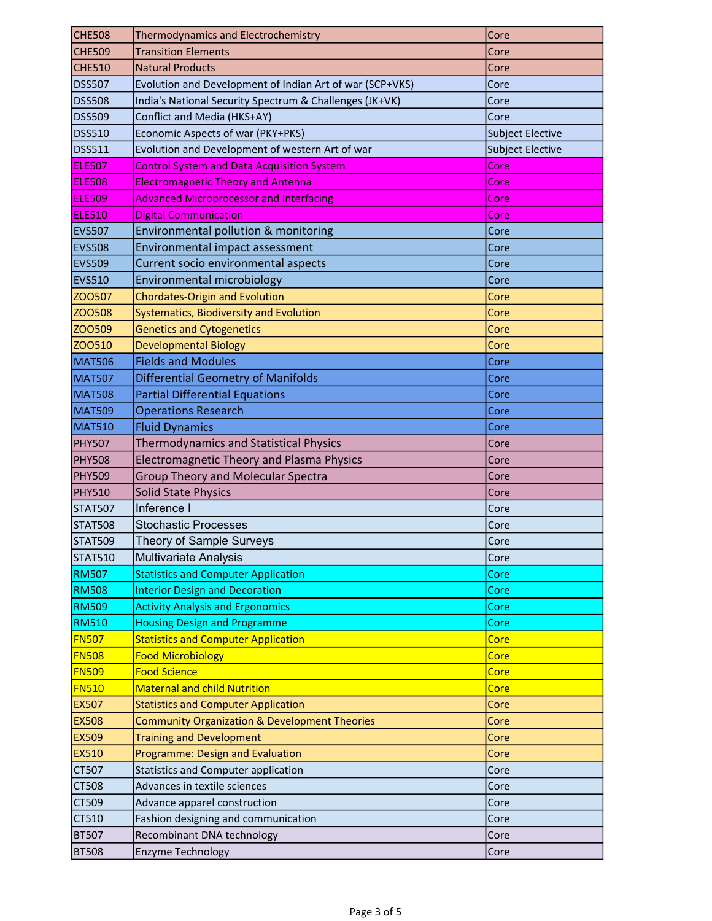| | | |
|---|---|---|
| CHE508 | Thermodynamics and Electrochemistry | Core |
| CHE509 | Transition Elements | Core |
| CHE510 | Natural Products | Core |
| DSS507 | Evolution and Development of Indian Art of war (SCP+VKS) | Core |
| DSS508 | India's National Security Spectrum & Challenges (JK+VK) | Core |
| DSS509 | Conflict and Media (HKS+AY) | Core |
| DSS510 | Economic Aspects of war (PKY+PKS) | Subject Elective |
| DSS511 | Evolution and Development of western Art of war | Subject Elective |
| ELE507 | Control System and Data Acquisition System | Core |
| ELE508 | Electromagnetic Theory and Antenna | Core |
| ELE509 | Advanced Microprocessor and Interfacing | Core |
| ELE510 | Digital Communication | Core |
| EVS507 | Environmental pollution & monitoring | Core |
| EVS508 | Environmental impact assessment | Core |
| EVS509 | Current socio environmental aspects | Core |
| EVS510 | Environmental microbiology | Core |
| ZOO507 | Chordates-Origin and Evolution | Core |
| ZOO508 | Systematics, Biodiversity and Evolution | Core |
| ZOO509 | Genetics and Cytogenetics | Core |
| ZOO510 | Developmental Biology | Core |
| MAT506 | Fields and Modules | Core |
| MAT507 | Differential Geometry of Manifolds | Core |
| MAT508 | Partial Differential Equations | Core |
| MAT509 | Operations Research | Core |
| MAT510 | Fluid Dynamics | Core |
| PHY507 | Thermodynamics and Statistical Physics | Core |
| PHY508 | Electromagnetic Theory and Plasma Physics | Core |
| PHY509 | Group Theory and Molecular Spectra | Core |
| PHY510 | Solid State Physics | Core |
| STAT507 | Inference I | Core |
| STAT508 | Stochastic Processes | Core |
| STAT509 | Theory of Sample Surveys | Core |
| STAT510 | Multivariate Analysis | Core |
| RM507 | Statistics and Computer Application | Core |
| RM508 | Interior Design and Decoration | Core |
| RM509 | Activity Analysis and Ergonomics | Core |
| RM510 | Housing Design and Programme | Core |
| FN507 | Statistics and Computer Application | Core |
| FN508 | Food Microbiology | Core |
| FN509 | Food Science | Core |
| FN510 | Maternal and child Nutrition | Core |
| EX507 | Statistics and Computer Application | Core |
| EX508 | Community Organization & Development Theories | Core |
| EX509 | Training and Development | Core |
| EX510 | Programme: Design and Evaluation | Core |
| CT507 | Statistics and Computer application | Core |
| CT508 | Advances in textile sciences | Core |
| CT509 | Advance apparel construction | Core |
| CT510 | Fashion designing and communication | Core |
| BT507 | Recombinant DNA technology | Core |
| BT508 | Enzyme Technology | Core |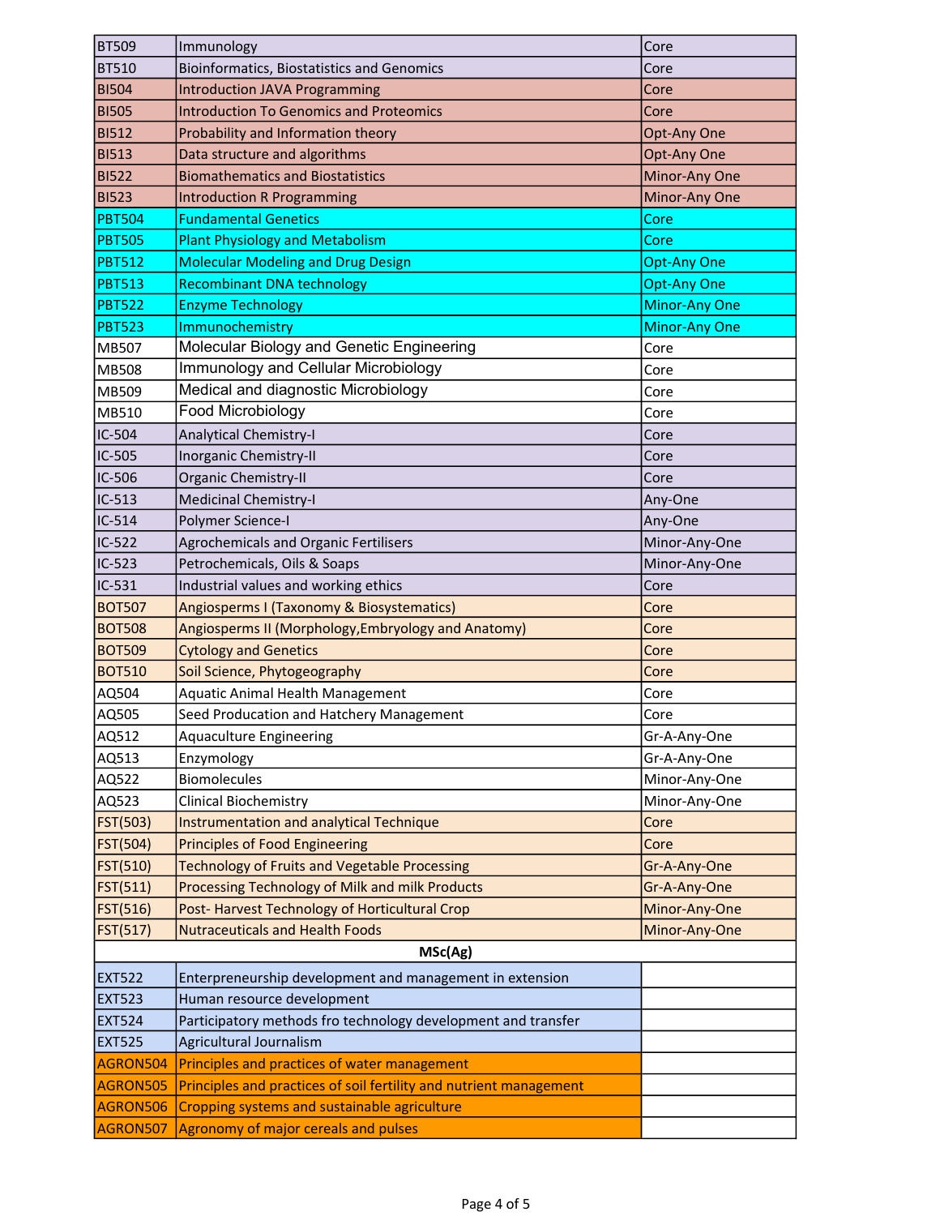| | | |
|---|---|---|
| BT509 | Immunology | Core |
| BT510 | Bioinformatics, Biostatistics and Genomics | Core |
| BI504 | Introduction JAVA Programming | Core |
| BI505 | Introduction To Genomics and Proteomics | Core |
| BI512 | Probability and Information theory | Opt-Any One |
| BI513 | Data structure and algorithms | Opt-Any One |
| BI522 | Biomathematics and Biostatistics | Minor-Any One |
| BI523 | Introduction R Programming | Minor-Any One |
| PBT504 | Fundamental Genetics | Core |
| PBT505 | Plant Physiology and Metabolism | Core |
| PBT512 | Molecular Modeling and Drug Design | Opt-Any One |
| PBT513 | Recombinant DNA technology | Opt-Any One |
| PBT522 | Enzyme Technology | Minor-Any One |
| PBT523 | Immunochemistry | Minor-Any One |
| MB507 | Molecular Biology and Genetic Engineering | Core |
| MB508 | Immunology and Cellular Microbiology | Core |
| MB509 | Medical and diagnostic Microbiology | Core |
| MB510 | Food Microbiology | Core |
| IC-504 | Analytical Chemistry-I | Core |
| IC-505 | Inorganic Chemistry-II | Core |
| IC-506 | Organic Chemistry-II | Core |
| IC-513 | Medicinal Chemistry-I | Any-One |
| IC-514 | Polymer Science-I | Any-One |
| IC-522 | Agrochemicals and Organic Fertilisers | Minor-Any-One |
| IC-523 | Petrochemicals, Oils & Soaps | Minor-Any-One |
| IC-531 | Industrial values and working ethics | Core |
| BOT507 | Angiosperms I (Taxonomy & Biosystematics) | Core |
| BOT508 | Angiosperms II (Morphology,Embryology and Anatomy) | Core |
| BOT509 | Cytology and Genetics | Core |
| BOT510 | Soil Science, Phytogeography | Core |
| AQ504 | Aquatic Animal Health Management | Core |
| AQ505 | Seed Producation and Hatchery Management | Core |
| AQ512 | Aquaculture Engineering | Gr-A-Any-One |
| AQ513 | Enzymology | Gr-A-Any-One |
| AQ522 | Biomolecules | Minor-Any-One |
| AQ523 | Clinical Biochemistry | Minor-Any-One |
| FST(503) | Instrumentation and analytical Technique | Core |
| FST(504) | Principles of Food Engineering | Core |
| FST(510) | Technology of Fruits and Vegetable Processing | Gr-A-Any-One |
| FST(511) | Processing Technology of Milk and milk Products | Gr-A-Any-One |
| FST(516) | Post- Harvest Technology of Horticultural Crop | Minor-Any-One |
| FST(517) | Nutraceuticals and Health Foods | Minor-Any-One |
| **MSc(Ag)** | | |
| EXT522 | Enterpreneurship development and management in extension | |
| EXT523 | Human resource development | |
| EXT524 | Participatory methods fro technology development and transfer | |
| EXT525 | Agricultural Journalism | |
| AGRON504 | Principles and practices of water management | |
| AGRON505 | Principles and practices of soil fertility and nutrient management | |
| AGRON506 | Cropping systems and sustainable agriculture | |
| AGRON507 | Agronomy of major cereals and pulses | |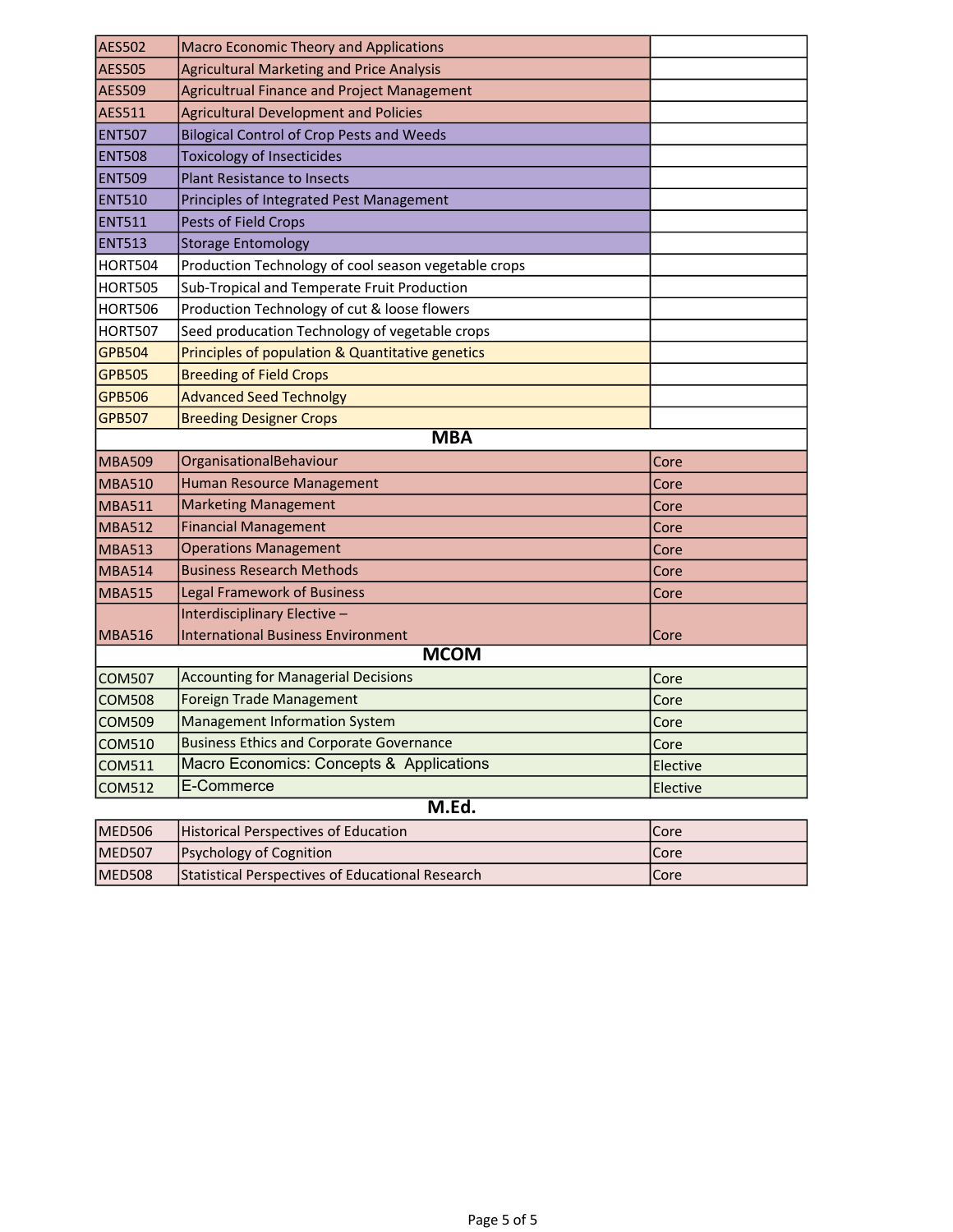| | | |
|---|---|---|
| AES502 | Macro Economic Theory and Applications | |
| AES505 | Agricultural Marketing and Price Analysis | |
| AES509 | Agricultrual Finance and Project Management | |
| AES511 | Agricultural Development and Policies | |
| ENT507 | Bilogical Control of Crop Pests and Weeds | |
| ENT508 | Toxicology of Insecticides | |
| ENT509 | Plant Resistance to Insects | |
| ENT510 | Principles of Integrated Pest Management | |
| ENT511 | Pests of Field Crops | |
| ENT513 | Storage Entomology | |
| HORT504 | Production Technology of cool season vegetable crops | |
| HORT505 | Sub-Tropical and Temperate Fruit Production | |
| HORT506 | Production Technology of cut & loose flowers | |
| HORT507 | Seed producation Technology of vegetable crops | |
| GPB504 | Principles of population & Quantitative genetics | |
| GPB505 | Breeding of Field Crops | |
| GPB506 | Advanced Seed Technolgy | |
| GPB507 | Breeding Designer Crops | |
| | **MBA** | |
| MBA509 | OrganisationalBehaviour | Core |
| MBA510 | Human Resource Management | Core |
| MBA511 | Marketing Management | Core |
| MBA512 | Financial Management | Core |
| MBA513 | Operations Management | Core |
| MBA514 | Business Research Methods | Core |
| MBA515 | Legal Framework of Business | Core |
| MBA516 | Interdisciplinary Elective – International Business Environment | Core |
| | **MCOM** | |
| COM507 | Accounting for Managerial Decisions | Core |
| COM508 | Foreign Trade Management | Core |
| COM509 | Management Information System | Core |
| COM510 | Business Ethics and Corporate Governance | Core |
| COM511 | Macro Economics: Concepts & Applications | Elective |
| COM512 | E-Commerce | Elective |
| | **M.Ed.** | |
| MED506 | Historical Perspectives of Education | Core |
| MED507 | Psychology of Cognition | Core |
| MED508 | Statistical Perspectives of Educational Research | Core |